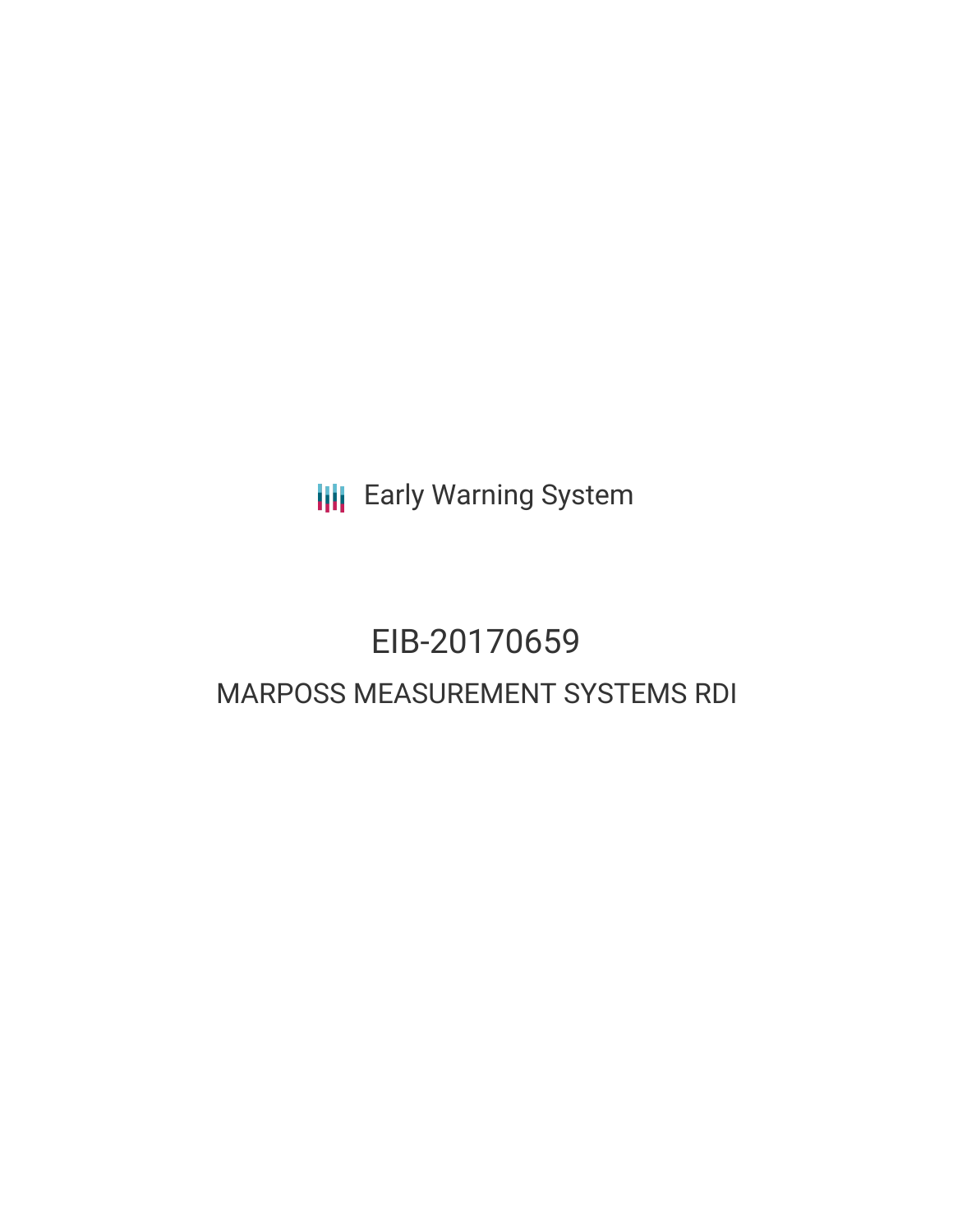Early Warning System

# EIB-20170659

## MARPOSS MEASUREMENT SYSTEMS RDI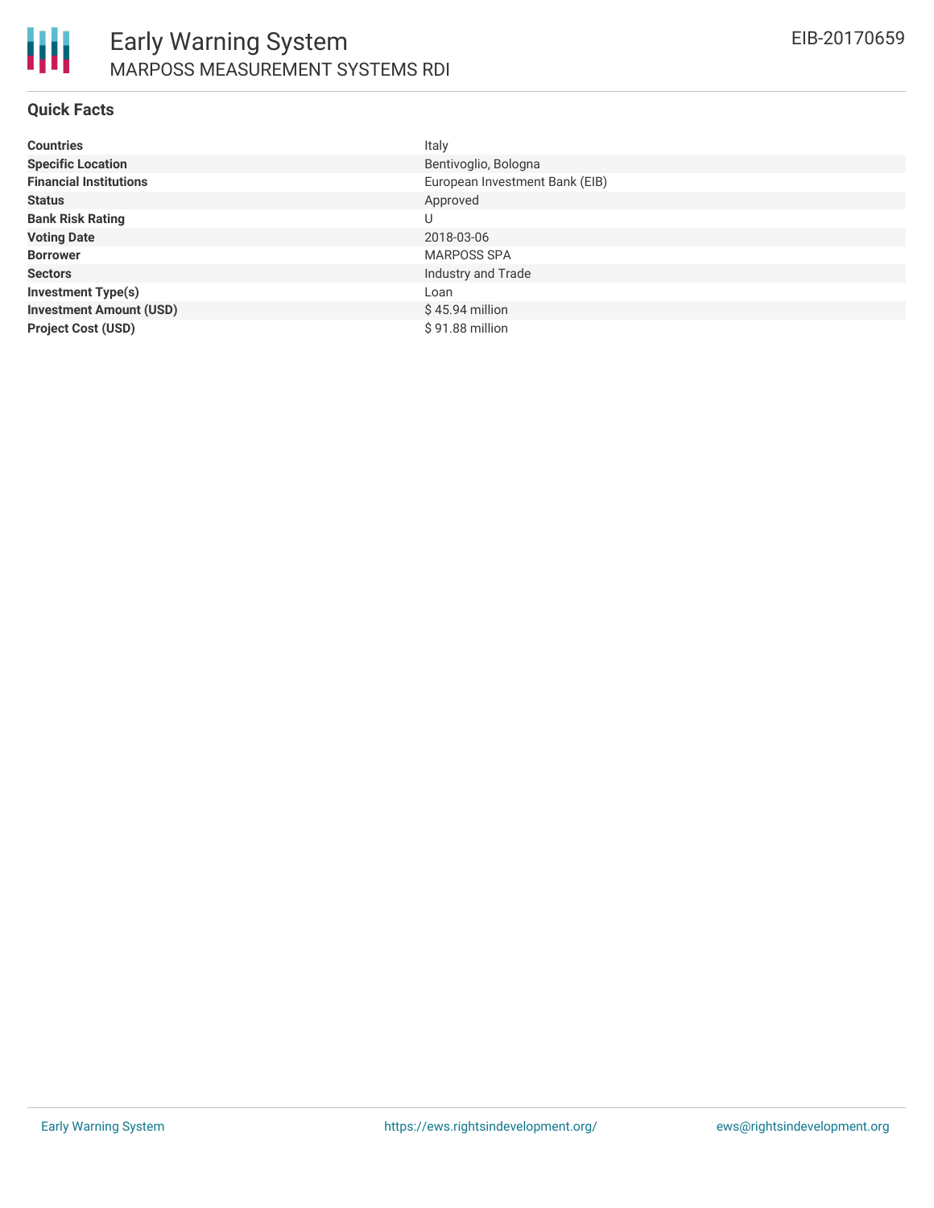# Early Warning System

## MARPOSS MEASUREMENT SYSTEMS RDI

EIB-20170659

### Quick Facts

| | |
|---|---|
| **Countries** | Italy |
| **Specific Location** | Bentivoglio, Bologna |
| **Financial Institutions** | European Investment Bank (EIB) |
| **Status** | Approved |
| **Bank Risk Rating** | U |
| **Voting Date** | 2018-03-06 |
| **Borrower** | MARPOSS SPA |
| **Sectors** | Industry and Trade |
| **Investment Type(s)** | Loan |
| **Investment Amount (USD)** | $ 45.94 million |
| **Project Cost (USD)** | $ 91.88 million |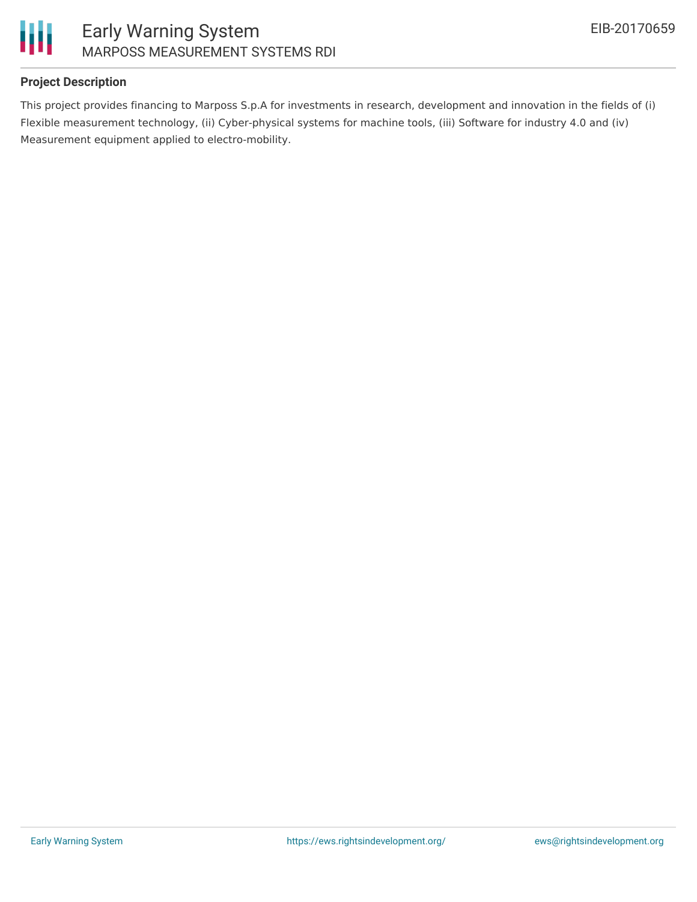### Project Description

This project provides financing to Marposs S.p.A for investments in research, development and innovation in the fields of (i) Flexible measurement technology, (ii) Cyber-physical systems for machine tools, (iii) Software for industry 4.0 and (iv) Measurement equipment applied to electro-mobility.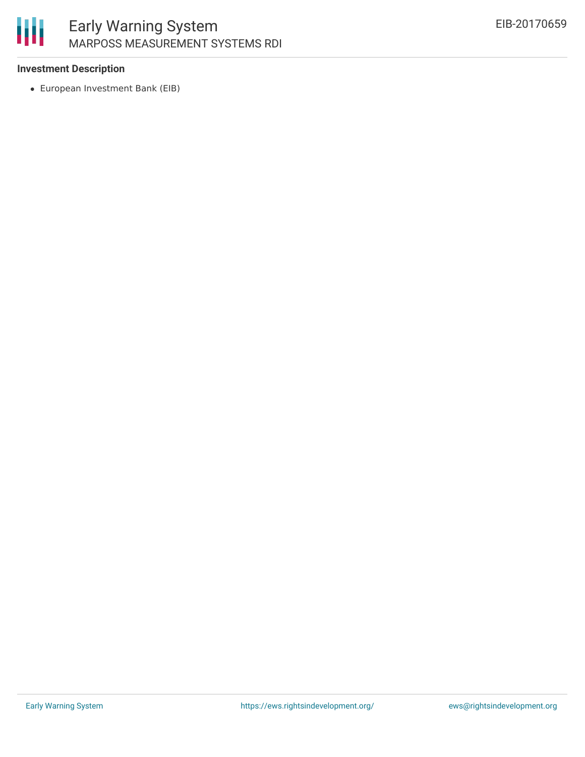**Investment Description**

- European Investment Bank (EIB)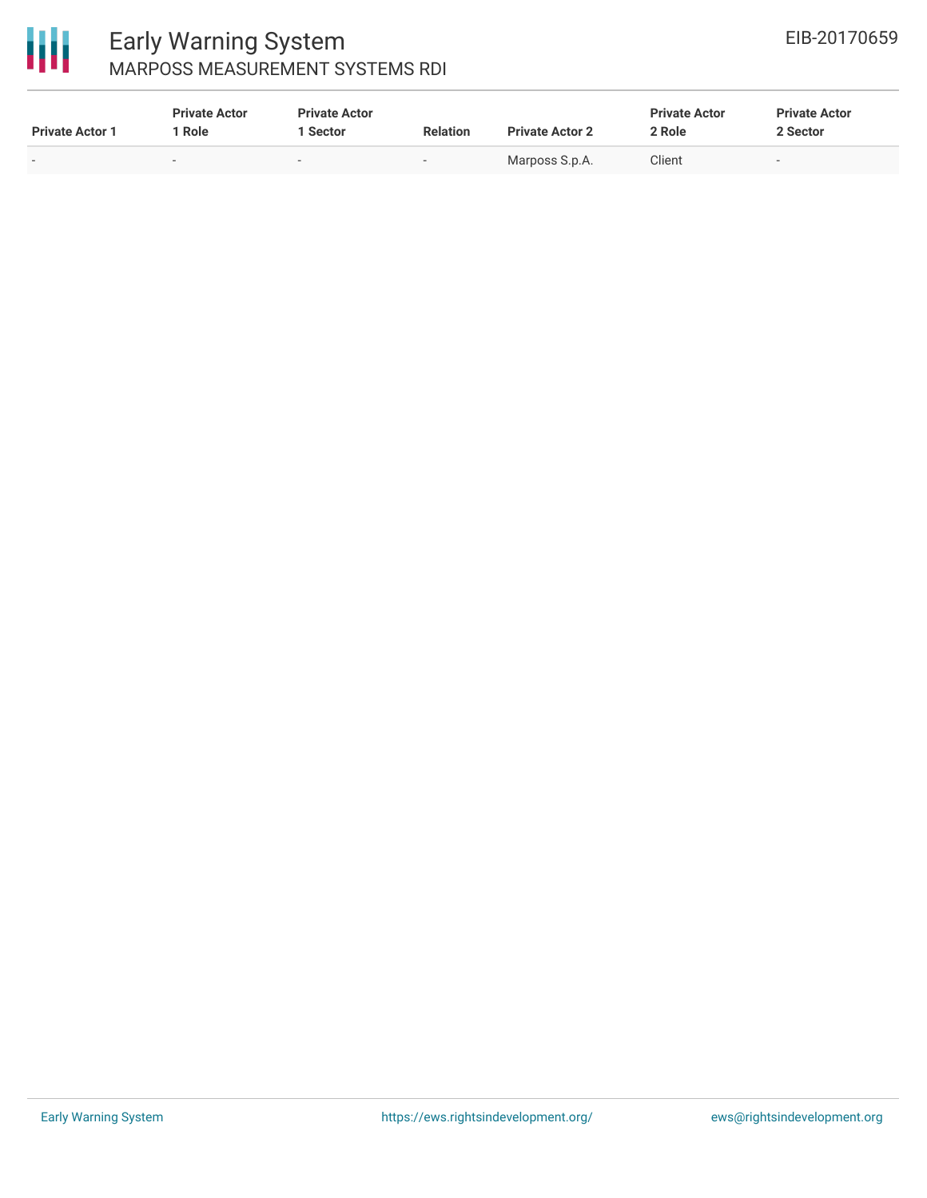| Private Actor 1 | Private Actor 1 Role | Private Actor 1 Sector | Relation | Private Actor 2 | Private Actor 2 Role | Private Actor 2 Sector |
|---|---|---|---|---|---|---|
| - | - | - | - | Marposs S.p.A. | Client | - |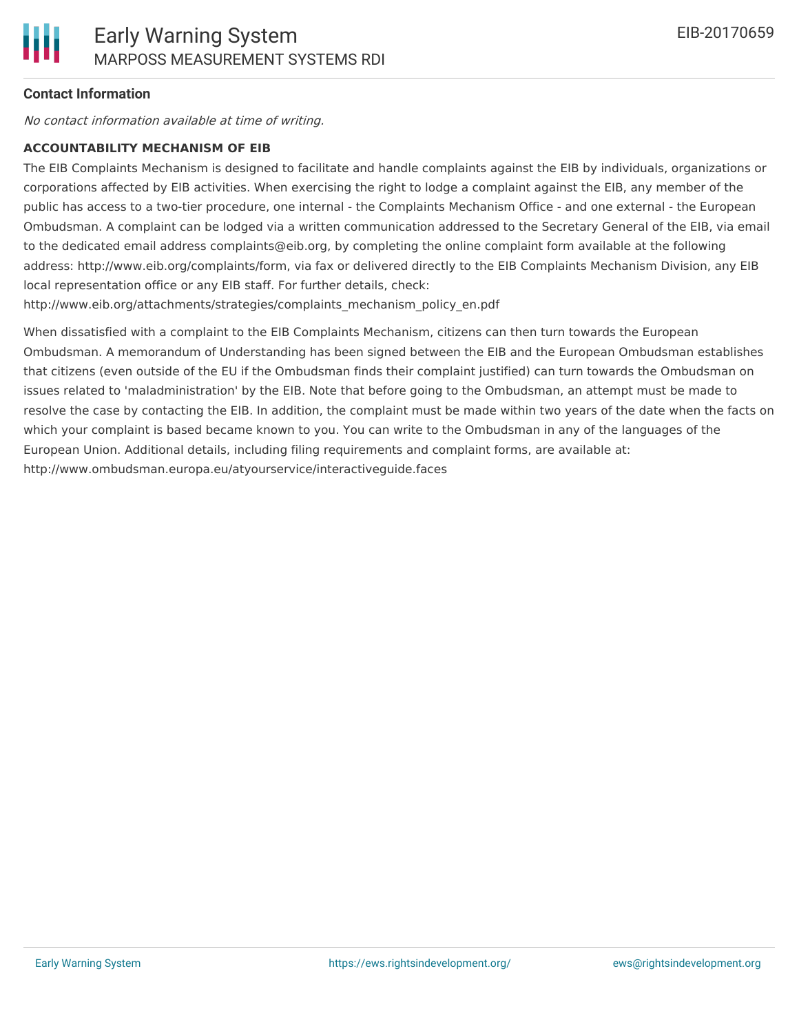### Contact Information

*No contact information available at time of writing.*

**ACCOUNTABILITY MECHANISM OF EIB**

The EIB Complaints Mechanism is designed to facilitate and handle complaints against the EIB by individuals, organizations or corporations affected by EIB activities. When exercising the right to lodge a complaint against the EIB, any member of the public has access to a two-tier procedure, one internal - the Complaints Mechanism Office - and one external - the European Ombudsman. A complaint can be lodged via a written communication addressed to the Secretary General of the EIB, via email to the dedicated email address complaints@eib.org, by completing the online complaint form available at the following address: http://www.eib.org/complaints/form, via fax or delivered directly to the EIB Complaints Mechanism Division, any EIB local representation office or any EIB staff. For further details, check: http://www.eib.org/attachments/strategies/complaints_mechanism_policy_en.pdf

When dissatisfied with a complaint to the EIB Complaints Mechanism, citizens can then turn towards the European Ombudsman. A memorandum of Understanding has been signed between the EIB and the European Ombudsman establishes that citizens (even outside of the EU if the Ombudsman finds their complaint justified) can turn towards the Ombudsman on issues related to 'maladministration' by the EIB. Note that before going to the Ombudsman, an attempt must be made to resolve the case by contacting the EIB. In addition, the complaint must be made within two years of the date when the facts on which your complaint is based became known to you. You can write to the Ombudsman in any of the languages of the European Union. Additional details, including filing requirements and complaint forms, are available at: http://www.ombudsman.europa.eu/atyourservice/interactiveguide.faces